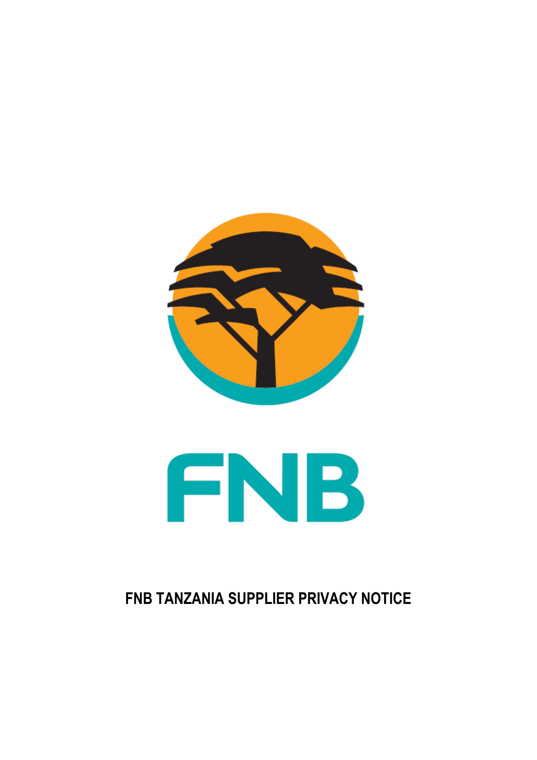FNB

# FNB TANZANIA SUPPLIER PRIVACY NOTICE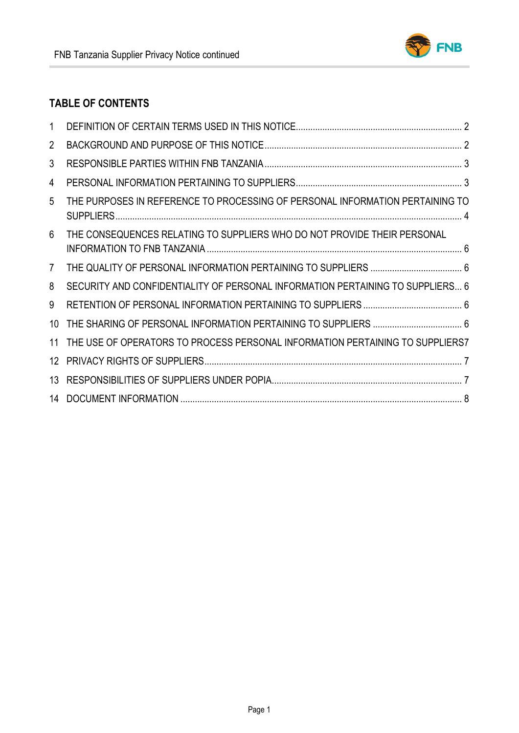## TABLE OF CONTENTS

1 DEFINITION OF CERTAIN TERMS USED IN THIS NOTICE .......... 2
2 BACKGROUND AND PURPOSE OF THIS NOTICE .......... 2
3 RESPONSIBLE PARTIES WITHIN FNB TANZANIA .......... 3
4 PERSONAL INFORMATION PERTAINING TO SUPPLIERS .......... 3
5 THE PURPOSES IN REFERENCE TO PROCESSING OF PERSONAL INFORMATION PERTAINING TO SUPPLIERS .......... 4
6 THE CONSEQUENCES RELATING TO SUPPLIERS WHO DO NOT PROVIDE THEIR PERSONAL INFORMATION TO FNB TANZANIA .......... 6
7 THE QUALITY OF PERSONAL INFORMATION PERTAINING TO SUPPLIERS .......... 6
8 SECURITY AND CONFIDENTIALITY OF PERSONAL INFORMATION PERTAINING TO SUPPLIERS... 6
9 RETENTION OF PERSONAL INFORMATION PERTAINING TO SUPPLIERS .......... 6
10 THE SHARING OF PERSONAL INFORMATION PERTAINING TO SUPPLIERS .......... 6
11 THE USE OF OPERATORS TO PROCESS PERSONAL INFORMATION PERTAINING TO SUPPLIERS7
12 PRIVACY RIGHTS OF SUPPLIERS .......... 7
13 RESPONSIBILITIES OF SUPPLIERS UNDER POPIA .......... 7
14 DOCUMENT INFORMATION .......... 8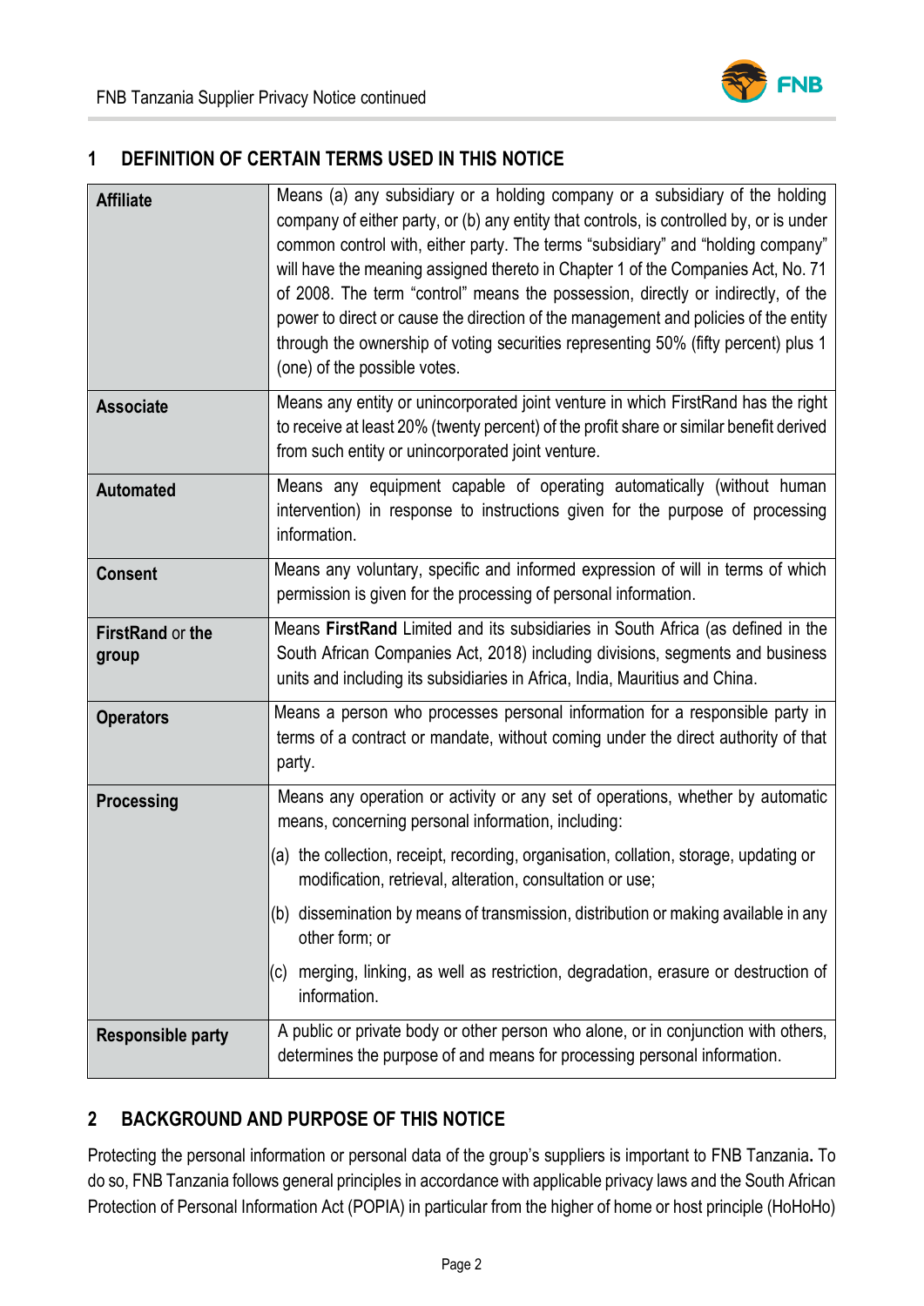## 1 DEFINITION OF CERTAIN TERMS USED IN THIS NOTICE

| | |
|---|---|
| **Affiliate** | Means (a) any subsidiary or a holding company or a subsidiary of the holding company of either party, or (b) any entity that controls, is controlled by, or is under common control with, either party. The terms "subsidiary" and "holding company" will have the meaning assigned thereto in Chapter 1 of the Companies Act, No. 71 of 2008. The term "control" means the possession, directly or indirectly, of the power to direct or cause the direction of the management and policies of the entity through the ownership of voting securities representing 50% (fifty percent) plus 1 (one) of the possible votes. |
| **Associate** | Means any entity or unincorporated joint venture in which FirstRand has the right to receive at least 20% (twenty percent) of the profit share or similar benefit derived from such entity or unincorporated joint venture. |
| **Automated** | Means any equipment capable of operating automatically (without human intervention) in response to instructions given for the purpose of processing information. |
| **Consent** | Means any voluntary, specific and informed expression of will in terms of which permission is given for the processing of personal information. |
| **FirstRand** or **the group** | Means **FirstRand** Limited and its subsidiaries in South Africa (as defined in the South African Companies Act, 2018) including divisions, segments and business units and including its subsidiaries in Africa, India, Mauritius and China. |
| **Operators** | Means a person who processes personal information for a responsible party in terms of a contract or mandate, without coming under the direct authority of that party. |
| **Processing** | Means any operation or activity or any set of operations, whether by automatic means, concerning personal information, including: (a) the collection, receipt, recording, organisation, collation, storage, updating or modification, retrieval, alteration, consultation or use; (b) dissemination by means of transmission, distribution or making available in any other form; or (c) merging, linking, as well as restriction, degradation, erasure or destruction of information. |
| **Responsible party** | A public or private body or other person who alone, or in conjunction with others, determines the purpose of and means for processing personal information. |

## 2 BACKGROUND AND PURPOSE OF THIS NOTICE

Protecting the personal information or personal data of the group's suppliers is important to FNB Tanzania**.** To do so, FNB Tanzania follows general principles in accordance with applicable privacy laws and the South African Protection of Personal Information Act (POPIA) in particular from the higher of home or host principle (HoHoHo)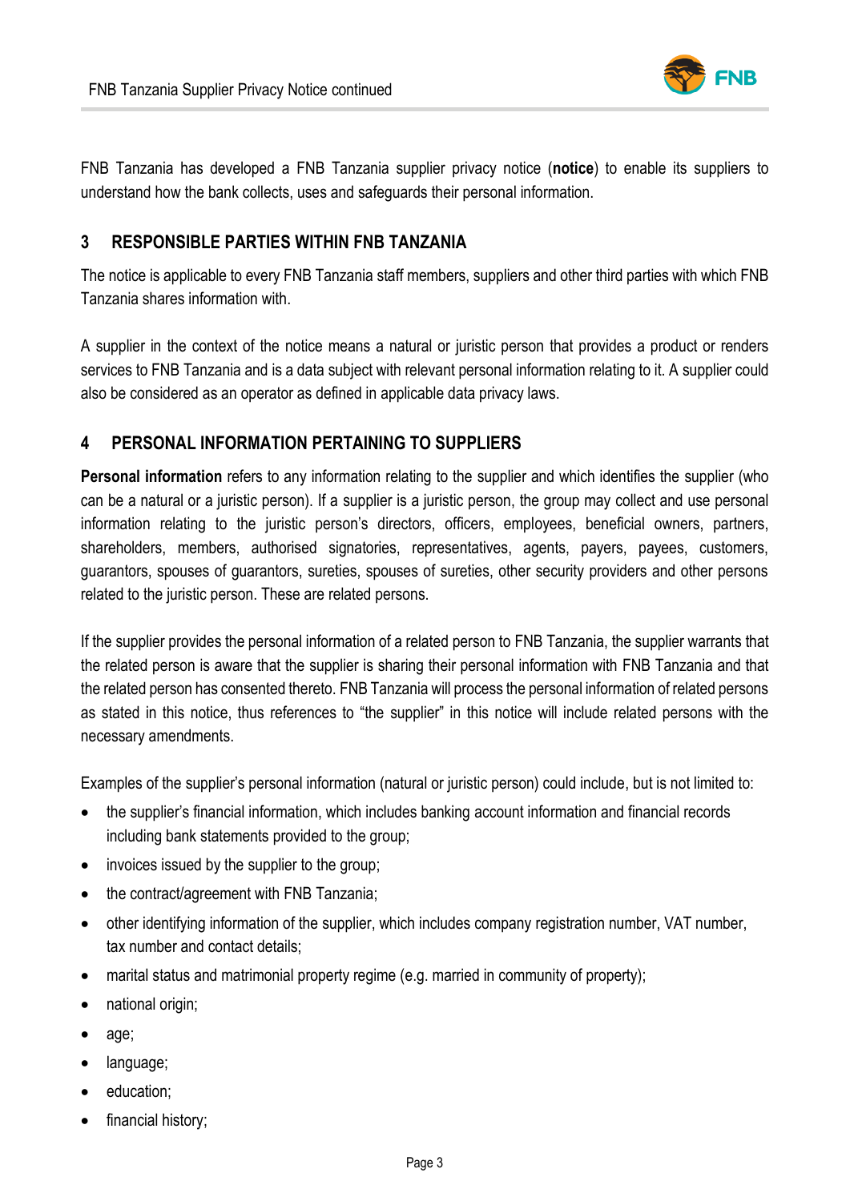FNB Tanzania has developed a FNB Tanzania supplier privacy notice (**notice**) to enable its suppliers to understand how the bank collects, uses and safeguards their personal information.

## 3 RESPONSIBLE PARTIES WITHIN FNB TANZANIA

The notice is applicable to every FNB Tanzania staff members, suppliers and other third parties with which FNB Tanzania shares information with.

A supplier in the context of the notice means a natural or juristic person that provides a product or renders services to FNB Tanzania and is a data subject with relevant personal information relating to it. A supplier could also be considered as an operator as defined in applicable data privacy laws.

## 4 PERSONAL INFORMATION PERTAINING TO SUPPLIERS

**Personal information** refers to any information relating to the supplier and which identifies the supplier (who can be a natural or a juristic person). If a supplier is a juristic person, the group may collect and use personal information relating to the juristic person's directors, officers, employees, beneficial owners, partners, shareholders, members, authorised signatories, representatives, agents, payers, payees, customers, guarantors, spouses of guarantors, sureties, spouses of sureties, other security providers and other persons related to the juristic person. These are related persons.

If the supplier provides the personal information of a related person to FNB Tanzania, the supplier warrants that the related person is aware that the supplier is sharing their personal information with FNB Tanzania and that the related person has consented thereto. FNB Tanzania will process the personal information of related persons as stated in this notice, thus references to "the supplier" in this notice will include related persons with the necessary amendments.

Examples of the supplier's personal information (natural or juristic person) could include, but is not limited to:

- the supplier's financial information, which includes banking account information and financial records including bank statements provided to the group;
- invoices issued by the supplier to the group;
- the contract/agreement with FNB Tanzania;
- other identifying information of the supplier, which includes company registration number, VAT number, tax number and contact details;
- marital status and matrimonial property regime (e.g. married in community of property);
- national origin;
- age;
- language;
- education;
- financial history;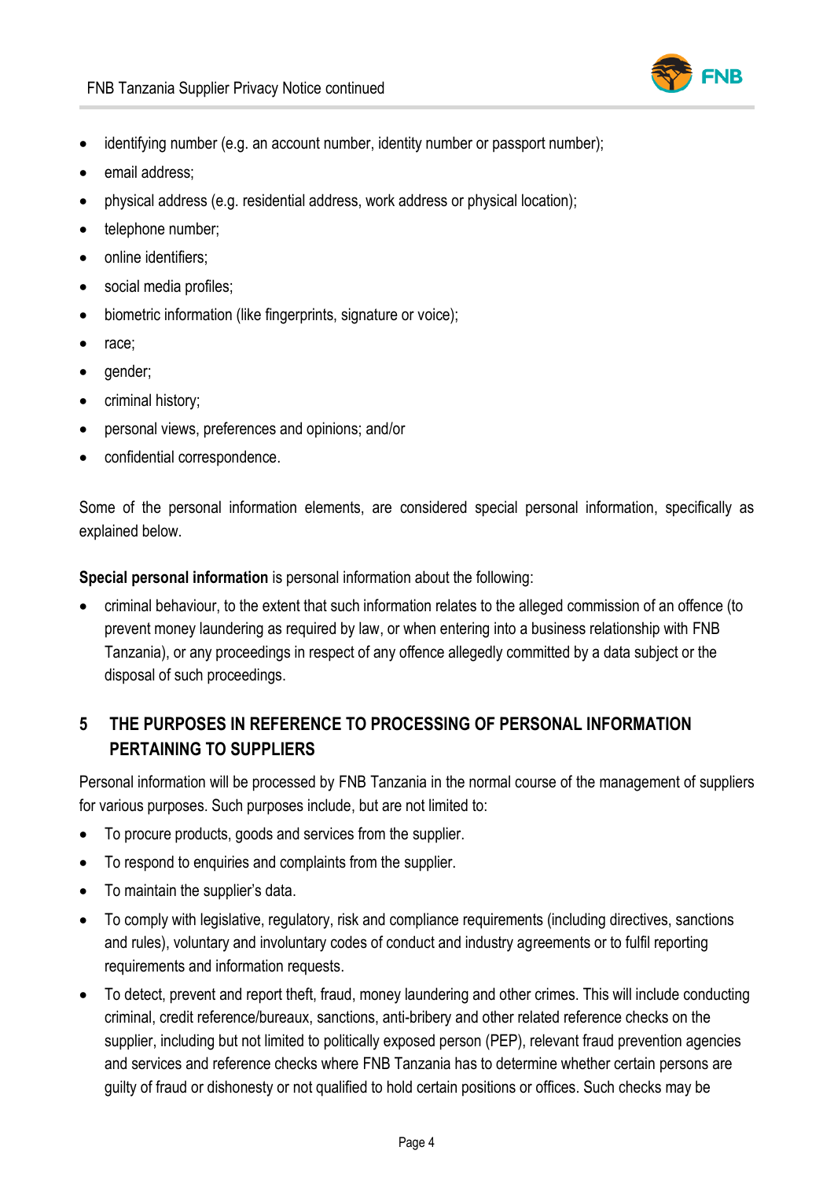- identifying number (e.g. an account number, identity number or passport number);
- email address;
- physical address (e.g. residential address, work address or physical location);
- telephone number;
- online identifiers;
- social media profiles;
- biometric information (like fingerprints, signature or voice);
- race;
- gender;
- criminal history;
- personal views, preferences and opinions; and/or
- confidential correspondence.

Some of the personal information elements, are considered special personal information, specifically as explained below.

**Special personal information** is personal information about the following:

- criminal behaviour, to the extent that such information relates to the alleged commission of an offence (to prevent money laundering as required by law, or when entering into a business relationship with FNB Tanzania), or any proceedings in respect of any offence allegedly committed by a data subject or the disposal of such proceedings.

## 5 THE PURPOSES IN REFERENCE TO PROCESSING OF PERSONAL INFORMATION PERTAINING TO SUPPLIERS

Personal information will be processed by FNB Tanzania in the normal course of the management of suppliers for various purposes. Such purposes include, but are not limited to:

- To procure products, goods and services from the supplier.
- To respond to enquiries and complaints from the supplier.
- To maintain the supplier's data.
- To comply with legislative, regulatory, risk and compliance requirements (including directives, sanctions and rules), voluntary and involuntary codes of conduct and industry agreements or to fulfil reporting requirements and information requests.
- To detect, prevent and report theft, fraud, money laundering and other crimes. This will include conducting criminal, credit reference/bureaux, sanctions, anti-bribery and other related reference checks on the supplier, including but not limited to politically exposed person (PEP), relevant fraud prevention agencies and services and reference checks where FNB Tanzania has to determine whether certain persons are guilty of fraud or dishonesty or not qualified to hold certain positions or offices. Such checks may be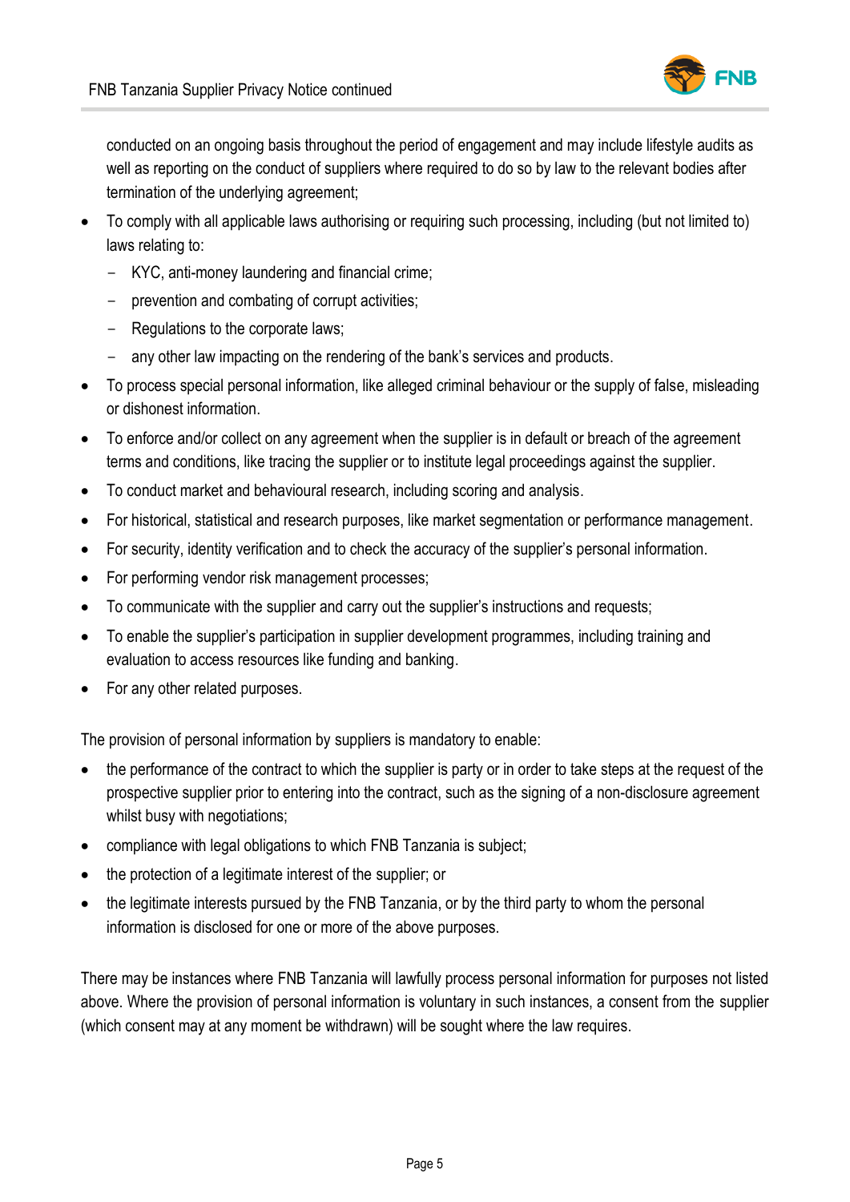conducted on an ongoing basis throughout the period of engagement and may include lifestyle audits as well as reporting on the conduct of suppliers where required to do so by law to the relevant bodies after termination of the underlying agreement;

- To comply with all applicable laws authorising or requiring such processing, including (but not limited to) laws relating to:
  - KYC, anti-money laundering and financial crime;
  - prevention and combating of corrupt activities;
  - Regulations to the corporate laws;
  - any other law impacting on the rendering of the bank's services and products.
- To process special personal information, like alleged criminal behaviour or the supply of false, misleading or dishonest information.
- To enforce and/or collect on any agreement when the supplier is in default or breach of the agreement terms and conditions, like tracing the supplier or to institute legal proceedings against the supplier.
- To conduct market and behavioural research, including scoring and analysis.
- For historical, statistical and research purposes, like market segmentation or performance management.
- For security, identity verification and to check the accuracy of the supplier's personal information.
- For performing vendor risk management processes;
- To communicate with the supplier and carry out the supplier's instructions and requests;
- To enable the supplier's participation in supplier development programmes, including training and evaluation to access resources like funding and banking.
- For any other related purposes.

The provision of personal information by suppliers is mandatory to enable:

- the performance of the contract to which the supplier is party or in order to take steps at the request of the prospective supplier prior to entering into the contract, such as the signing of a non-disclosure agreement whilst busy with negotiations;
- compliance with legal obligations to which FNB Tanzania is subject;
- the protection of a legitimate interest of the supplier; or
- the legitimate interests pursued by the FNB Tanzania, or by the third party to whom the personal information is disclosed for one or more of the above purposes.

There may be instances where FNB Tanzania will lawfully process personal information for purposes not listed above. Where the provision of personal information is voluntary in such instances, a consent from the supplier (which consent may at any moment be withdrawn) will be sought where the law requires.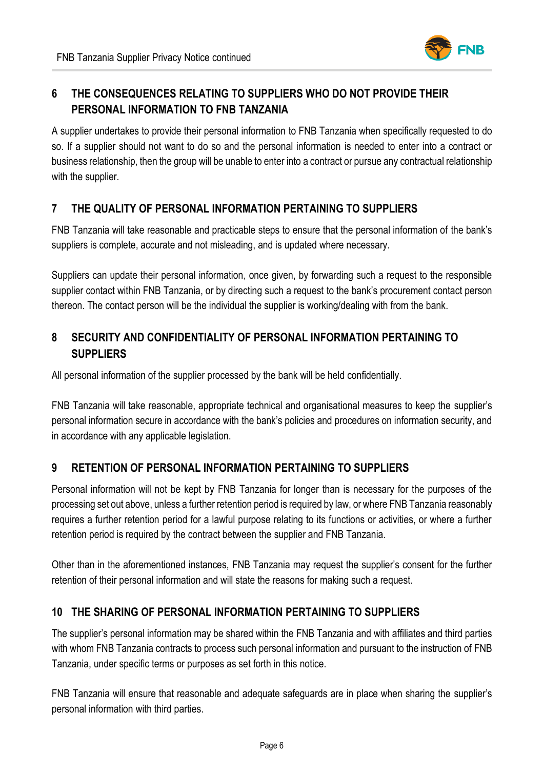## 6 THE CONSEQUENCES RELATING TO SUPPLIERS WHO DO NOT PROVIDE THEIR PERSONAL INFORMATION TO FNB TANZANIA

A supplier undertakes to provide their personal information to FNB Tanzania when specifically requested to do so. If a supplier should not want to do so and the personal information is needed to enter into a contract or business relationship, then the group will be unable to enter into a contract or pursue any contractual relationship with the supplier.

## 7 THE QUALITY OF PERSONAL INFORMATION PERTAINING TO SUPPLIERS

FNB Tanzania will take reasonable and practicable steps to ensure that the personal information of the bank's suppliers is complete, accurate and not misleading, and is updated where necessary.

Suppliers can update their personal information, once given, by forwarding such a request to the responsible supplier contact within FNB Tanzania, or by directing such a request to the bank's procurement contact person thereon. The contact person will be the individual the supplier is working/dealing with from the bank.

## 8 SECURITY AND CONFIDENTIALITY OF PERSONAL INFORMATION PERTAINING TO SUPPLIERS

All personal information of the supplier processed by the bank will be held confidentially.

FNB Tanzania will take reasonable, appropriate technical and organisational measures to keep the supplier's personal information secure in accordance with the bank's policies and procedures on information security, and in accordance with any applicable legislation.

## 9 RETENTION OF PERSONAL INFORMATION PERTAINING TO SUPPLIERS

Personal information will not be kept by FNB Tanzania for longer than is necessary for the purposes of the processing set out above, unless a further retention period is required by law, or where FNB Tanzania reasonably requires a further retention period for a lawful purpose relating to its functions or activities, or where a further retention period is required by the contract between the supplier and FNB Tanzania.

Other than in the aforementioned instances, FNB Tanzania may request the supplier's consent for the further retention of their personal information and will state the reasons for making such a request.

## 10 THE SHARING OF PERSONAL INFORMATION PERTAINING TO SUPPLIERS

The supplier's personal information may be shared within the FNB Tanzania and with affiliates and third parties with whom FNB Tanzania contracts to process such personal information and pursuant to the instruction of FNB Tanzania, under specific terms or purposes as set forth in this notice.

FNB Tanzania will ensure that reasonable and adequate safeguards are in place when sharing the supplier's personal information with third parties.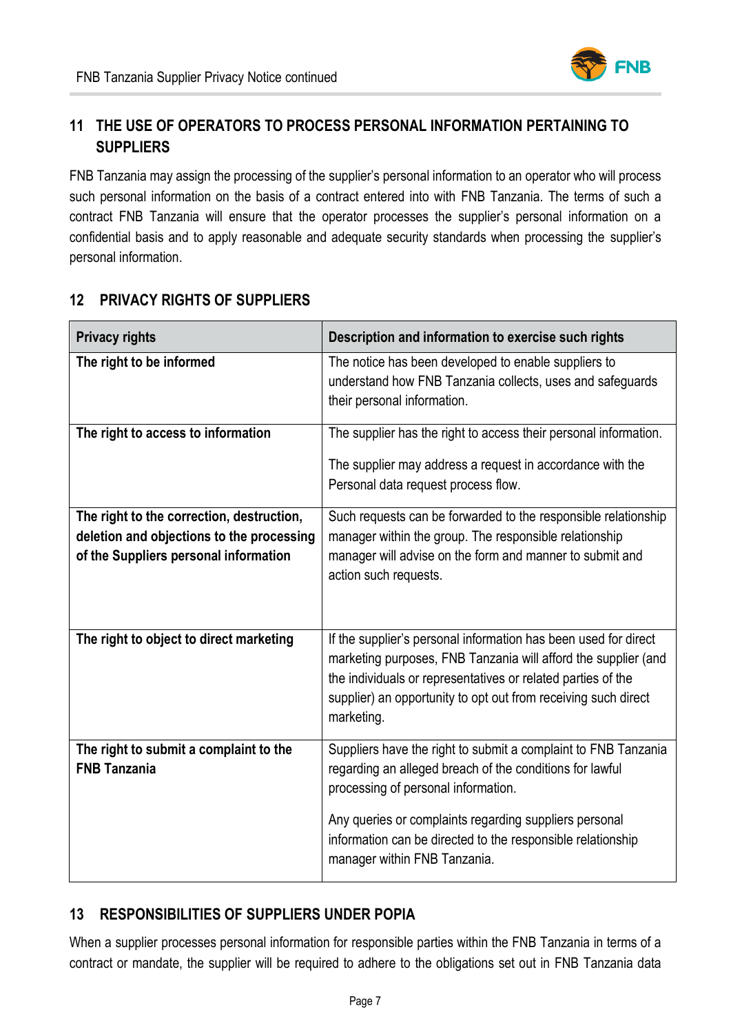## 11 THE USE OF OPERATORS TO PROCESS PERSONAL INFORMATION PERTAINING TO SUPPLIERS

FNB Tanzania may assign the processing of the supplier's personal information to an operator who will process such personal information on the basis of a contract entered into with FNB Tanzania. The terms of such a contract FNB Tanzania will ensure that the operator processes the supplier's personal information on a confidential basis and to apply reasonable and adequate security standards when processing the supplier's personal information.

## 12 PRIVACY RIGHTS OF SUPPLIERS

| Privacy rights | Description and information to exercise such rights |
|---|---|
| **The right to be informed** | The notice has been developed to enable suppliers to understand how FNB Tanzania collects, uses and safeguards their personal information. |
| **The right to access to information** | The supplier has the right to access their personal information.<br><br>The supplier may address a request in accordance with the Personal data request process flow. |
| **The right to the correction, destruction, deletion and objections to the processing of the Suppliers personal information** | Such requests can be forwarded to the responsible relationship manager within the group. The responsible relationship manager will advise on the form and manner to submit and action such requests. |
| **The right to object to direct marketing** | If the supplier's personal information has been used for direct marketing purposes, FNB Tanzania will afford the supplier (and the individuals or representatives or related parties of the supplier) an opportunity to opt out from receiving such direct marketing. |
| **The right to submit a complaint to the FNB Tanzania** | Suppliers have the right to submit a complaint to FNB Tanzania regarding an alleged breach of the conditions for lawful processing of personal information.<br><br>Any queries or complaints regarding suppliers personal information can be directed to the responsible relationship manager within FNB Tanzania. |

## 13 RESPONSIBILITIES OF SUPPLIERS UNDER POPIA

When a supplier processes personal information for responsible parties within the FNB Tanzania in terms of a contract or mandate, the supplier will be required to adhere to the obligations set out in FNB Tanzania data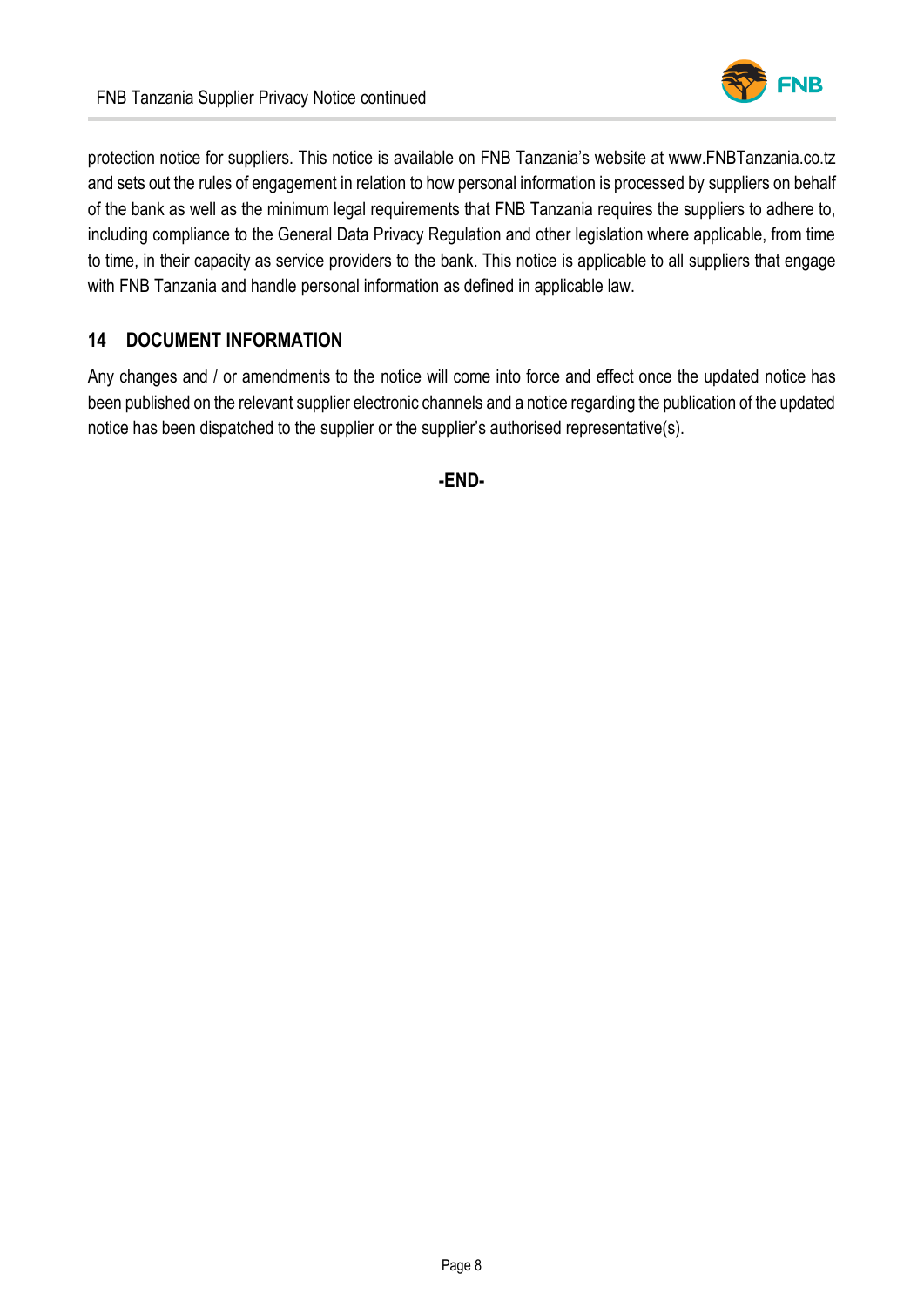protection notice for suppliers. This notice is available on FNB Tanzania's website at www.FNBTanzania.co.tz and sets out the rules of engagement in relation to how personal information is processed by suppliers on behalf of the bank as well as the minimum legal requirements that FNB Tanzania requires the suppliers to adhere to, including compliance to the General Data Privacy Regulation and other legislation where applicable, from time to time, in their capacity as service providers to the bank. This notice is applicable to all suppliers that engage with FNB Tanzania and handle personal information as defined in applicable law.

## 14 DOCUMENT INFORMATION

Any changes and / or amendments to the notice will come into force and effect once the updated notice has been published on the relevant supplier electronic channels and a notice regarding the publication of the updated notice has been dispatched to the supplier or the supplier's authorised representative(s).

**-END-**